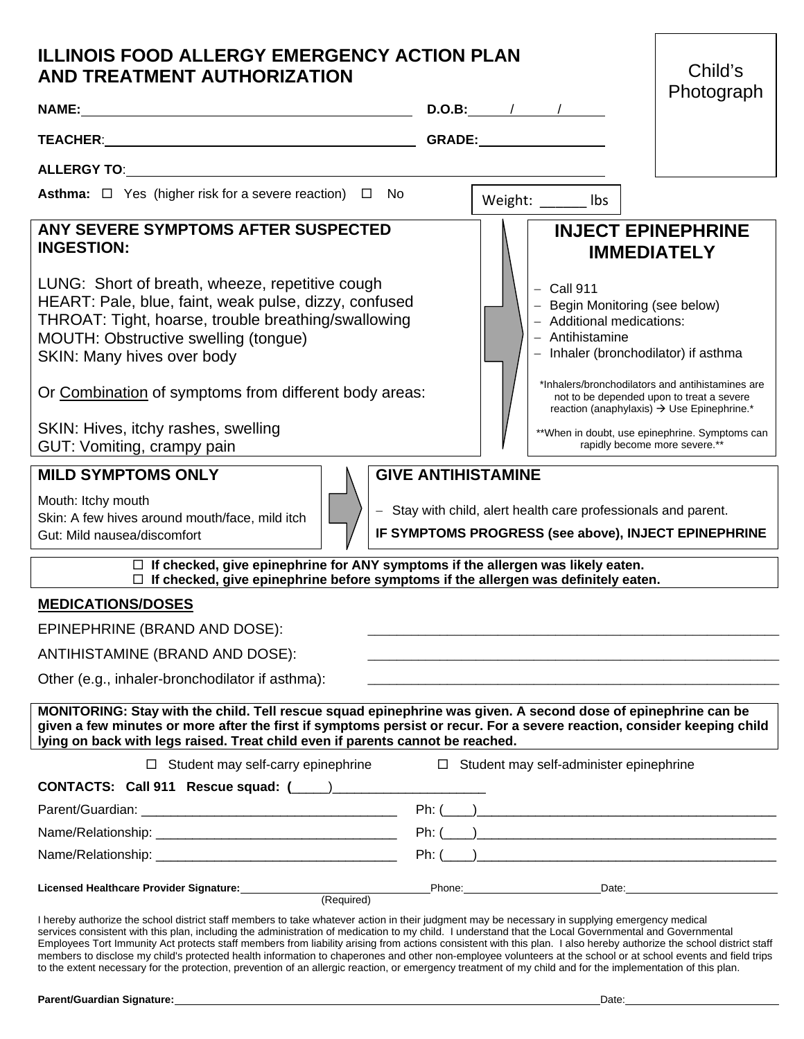# ILLINOIS FOOD ALLERGY EMERGENCY ACTION PLAN AND TREATMENT AUTHORIZATION

Child's Photograph

**NAME:** ______________________________ **D.O.B:** ____/____/____

**TEACHER:** ______________________________ **GRADE:** ____________

**ALLERGY TO:** ______________________________________________

**Asthma:** ☐ Yes (higher risk for a severe reaction) ☐ No

Weight: ______ lbs

## ANY SEVERE SYMPTOMS AFTER SUSPECTED INGESTION:

LUNG: Short of breath, wheeze, repetitive cough
HEART: Pale, blue, faint, weak pulse, dizzy, confused
THROAT: Tight, hoarse, trouble breathing/swallowing
MOUTH: Obstructive swelling (tongue)
SKIN: Many hives over body

Or Combination of symptoms from different body areas:

SKIN: Hives, itchy rashes, swelling
GUT: Vomiting, crampy pain

## INJECT EPINEPHRINE IMMEDIATELY

- Call 911
- Begin Monitoring (see below)
- Additional medications:
- Antihistamine
- Inhaler (bronchodilator) if asthma

*Inhalers/bronchodilators and antihistamines are not to be depended upon to treat a severe reaction (anaphylaxis) → Use Epinephrine.*

**When in doubt, use epinephrine. Symptoms can rapidly become more severe.**

## MILD SYMPTOMS ONLY

Mouth: Itchy mouth
Skin: A few hives around mouth/face, mild itch
Gut: Mild nausea/discomfort

## GIVE ANTIHISTAMINE

- Stay with child, alert health care professionals and parent.

**IF SYMPTOMS PROGRESS (see above), INJECT EPINEPHRINE**

☐ **If checked, give epinephrine for ANY symptoms if the allergen was likely eaten.**
☐ **If checked, give epinephrine before symptoms if the allergen was definitely eaten.**

## MEDICATIONS/DOSES

EPINEPHRINE (BRAND AND DOSE): ______________________________________________

ANTIHISTAMINE (BRAND AND DOSE): ______________________________________________

Other (e.g., inhaler-bronchodilator if asthma): ______________________________________________

**MONITORING: Stay with the child. Tell rescue squad epinephrine was given. A second dose of epinephrine can be given a few minutes or more after the first if symptoms persist or recur. For a severe reaction, consider keeping child lying on back with legs raised. Treat child even if parents cannot be reached.**

☐ Student may self-carry epinephrine ☐ Student may self-administer epinephrine

**CONTACTS: Call 911 Rescue squad: (**____)____________________

Parent/Guardian: ______________________________ Ph: (____)______________________________

Name/Relationship: ______________________________ Ph: (____)______________________________

Name/Relationship: ______________________________ Ph: (____)______________________________

**Licensed Healthcare Provider Signature:** ______________________ Phone: ________________ Date: ________________
(Required)

I hereby authorize the school district staff members to take whatever action in their judgment may be necessary in supplying emergency medical services consistent with this plan, including the administration of medication to my child. I understand that the Local Governmental and Governmental Employees Tort Immunity Act protects staff members from liability arising from actions consistent with this plan. I also hereby authorize the school district staff members to disclose my child's protected health information to chaperones and other non-employee volunteers at the school or at school events and field trips to the extent necessary for the protection, prevention of an allergic reaction, or emergency treatment of my child and for the implementation of this plan.

**Parent/Guardian Signature:** ______________________________________________ Date: ________________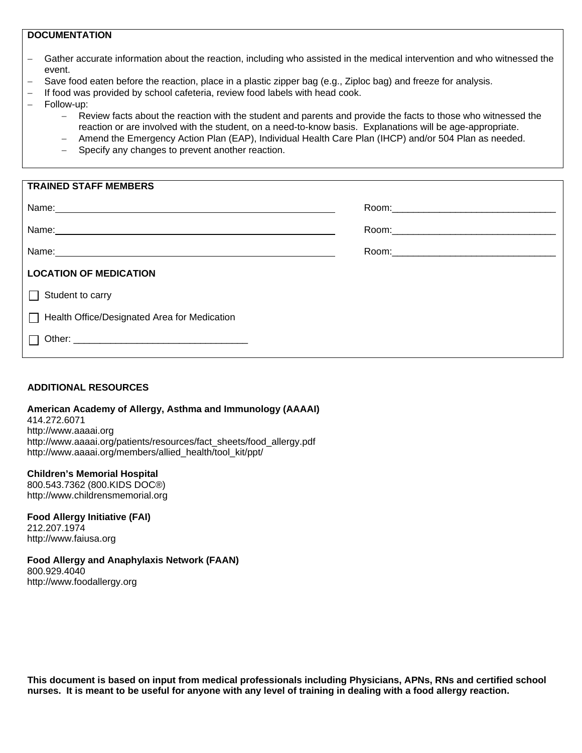## DOCUMENTATION

- Gather accurate information about the reaction, including who assisted in the medical intervention and who witnessed the event.
- Save food eaten before the reaction, place in a plastic zipper bag (e.g., Ziploc bag) and freeze for analysis.
- If food was provided by school cafeteria, review food labels with head cook.
- Follow-up:
  - Review facts about the reaction with the student and parents and provide the facts to those who witnessed the reaction or are involved with the student, on a need-to-know basis. Explanations will be age-appropriate.
  - Amend the Emergency Action Plan (EAP), Individual Health Care Plan (IHCP) and/or 504 Plan as needed.
  - Specify any changes to prevent another reaction.

## TRAINED STAFF MEMBERS

Name:______________________________ Room:______________________________

Name:______________________________ Room:______________________________

Name:______________________________ Room:______________________________

## LOCATION OF MEDICATION

☐ Student to carry

☐ Health Office/Designated Area for Medication

☐ Other: ______________________________

## ADDITIONAL RESOURCES

**American Academy of Allergy, Asthma and Immunology (AAAAI)**
414.272.6071
http://www.aaaai.org
http://www.aaaai.org/patients/resources/fact_sheets/food_allergy.pdf
http://www.aaaai.org/members/allied_health/tool_kit/ppt/

**Children's Memorial Hospital**
800.543.7362 (800.KIDS DOC®)
http://www.childrensmemorial.org

**Food Allergy Initiative (FAI)**
212.207.1974
http://www.faiusa.org

**Food Allergy and Anaphylaxis Network (FAAN)**
800.929.4040
http://www.foodallergy.org

**This document is based on input from medical professionals including Physicians, APNs, RNs and certified school nurses. It is meant to be useful for anyone with any level of training in dealing with a food allergy reaction.**